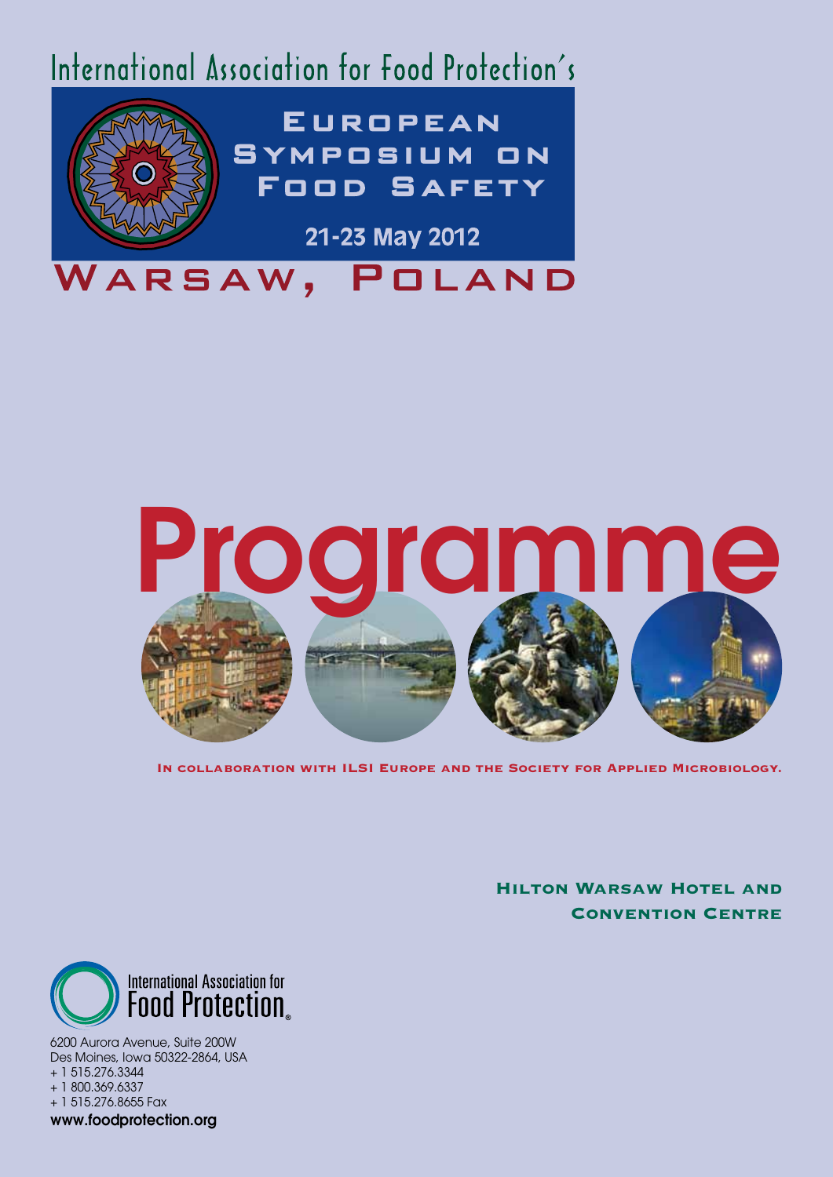International Association for Food Protection's

# European Symposium on Food Safety

**21-23 May 2012**

## Warsaw, Poland

# Programme

In collaboration with ILSI Europe and the Society for Applied Microbiology.

**Hilton Warsaw Hotel and Convention Centre**

International Association for Food Protection

6200 Aurora Avenue, Suite 200W
Des Moines, Iowa 50322-2864, USA
+ 1 515.276.3344
+ 1 800.369.6337
+ 1 515.276.8655 Fax
**www.foodprotection.org**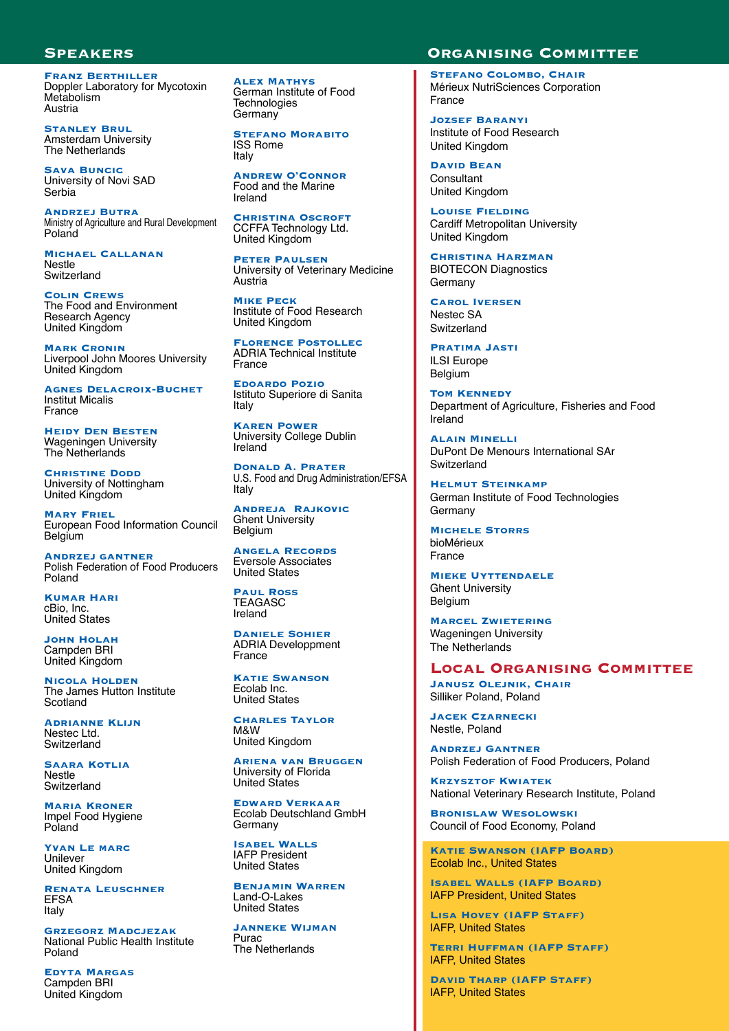## Speakers

**Franz Berthiller**
Doppler Laboratory for Mycotoxin Metabolism
Austria

**Stanley Brul**
Amsterdam University
The Netherlands

**Sava Buncic**
University of Novi SAD
Serbia

**Andrzej Butra**
Ministry of Agriculture and Rural Development
Poland

**Michael Callanan**
Nestle
Switzerland

**Colin Crews**
The Food and Environment Research Agency
United Kingdom

**Mark Cronin**
Liverpool John Moores University
United Kingdom

**Agnes Delacroix-Buchet**
Institut Micalis
France

**Heidy den Besten**
Wageningen University
The Netherlands

**Christine Dodd**
University of Nottingham
United Kingdom

**Mary Friel**
European Food Information Council
Belgium

**Andrzej gantner**
Polish Federation of Food Producers
Poland

**Kumar Hari**
cBio, Inc.
United States

**John Holah**
Campden BRI
United Kingdom

**Nicola Holden**
The James Hutton Institute
Scotland

**Adrianne Klijn**
Nestec Ltd.
Switzerland

**Saara Kotlia**
Nestle
Switzerland

**Maria Kroner**
Impel Food Hygiene
Poland

**Yvan Le marc**
Unilever
United Kingdom

**Renata Leuschner**
EFSA
Italy

**Grzegorz Madcjezak**
National Public Health Institute
Poland

**Edyta Margas**
Campden BRI
United Kingdom

**Alex Mathys**
German Institute of Food Technologies
Germany

**Stefano Morabito**
ISS Rome
Italy

**Andrew O'Connor**
Food and the Marine
Ireland

**Christina Oscroft**
CCFFA Technology Ltd.
United Kingdom

**Peter Paulsen**
University of Veterinary Medicine
Austria

**Mike Peck**
Institute of Food Research
United Kingdom

**Florence Postollec**
ADRIA Technical Institute
France

**Edoardo Pozio**
Istituto Superiore di Sanita
Italy

**Karen Power**
University College Dublin
Ireland

**Donald A. Prater**
U.S. Food and Drug Administration/EFSA
Italy

**Andreja Rajkovic**
Ghent University
Belgium

**Angela Records**
Eversole Associates
United States

**Paul Ross**
TEAGASC
Ireland

**Daniele Sohier**
ADRIA Developpment
France

**Katie Swanson**
Ecolab Inc.
United States

**Charles Taylor**
M&W
United Kingdom

**Ariena van Bruggen**
University of Florida
United States

**Edward Verkaar**
Ecolab Deutschland GmbH
Germany

**Isabel Walls**
IAFP President
United States

**Benjamin Warren**
Land-O-Lakes
United States

**Janneke Wijman**
Purac
The Netherlands

## Organising Committee

**Stefano Colombo, Chair**
Mérieux NutriSciences Corporation
France

**Jozsef Baranyi**
Institute of Food Research
United Kingdom

**David Bean**
Consultant
United Kingdom

**Louise Fielding**
Cardiff Metropolitan University
United Kingdom

**Christina Harzman**
BIOTECON Diagnostics
Germany

**Carol Iversen**
Nestec SA
Switzerland

**Pratima Jasti**
ILSI Europe
Belgium

**Tom Kennedy**
Department of Agriculture, Fisheries and Food
Ireland

**Alain Minelli**
DuPont De Menours International SAr
Switzerland

**Helmut Steinkamp**
German Institute of Food Technologies
Germany

**Michele Storrs**
bioMérieux
France

**Mieke Uyttendaele**
Ghent University
Belgium

**Marcel Zwietering**
Wageningen University
The Netherlands

## Local Organising Committee

**Janusz Olejnik, Chair**
Silliker Poland, Poland

**Jacek Czarnecki**
Nestle, Poland

**Andrzej Gantner**
Polish Federation of Food Producers, Poland

**Krzysztof Kwiatek**
National Veterinary Research Institute, Poland

**Bronislaw Wesolowski**
Council of Food Economy, Poland

**Katie Swanson (IAFP Board)**
Ecolab Inc., United States

**Isabel Walls (IAFP Board)**
IAFP President, United States

**Lisa Hovey (IAFP Staff)**
IAFP, United States

**Terri Huffman (IAFP Staff)**
IAFP, United States

**David Tharp (IAFP Staff)**
IAFP, United States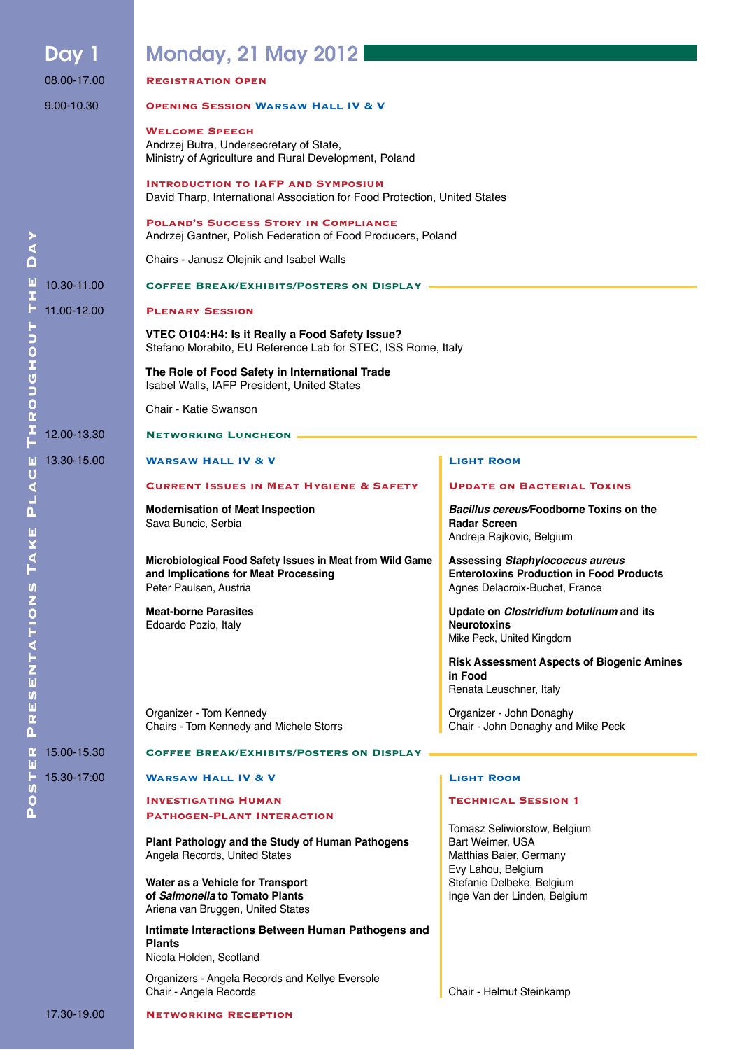# Day 1 — Monday, 21 May 2012

*Poster Presentations Take Place Throughout the Day*

**08.00-17.00** — REGISTRATION OPEN

**9.00-10.30** — OPENING SESSION WARSAW HALL IV & V

WELCOME SPEECH
Andrzej Butra, Undersecretary of State,
Ministry of Agriculture and Rural Development, Poland

INTRODUCTION TO IAFP AND SYMPOSIUM
David Tharp, International Association for Food Protection, United States

POLAND'S SUCCESS STORY IN COMPLIANCE
Andrzej Gantner, Polish Federation of Food Producers, Poland

Chairs - Janusz Olejnik and Isabel Walls

**10.30-11.00** — COFFEE BREAK/EXHIBITS/POSTERS ON DISPLAY

**11.00-12.00** — PLENARY SESSION

**VTEC O104:H4: Is it Really a Food Safety Issue?**
Stefano Morabito, EU Reference Lab for STEC, ISS Rome, Italy

**The Role of Food Safety in International Trade**
Isabel Walls, IAFP President, United States

Chair - Katie Swanson

**12.00-13.30** — NETWORKING LUNCHEON

**13.30-15.00**

## WARSAW HALL IV & V

### CURRENT ISSUES IN MEAT HYGIENE & SAFETY

**Modernisation of Meat Inspection**
Sava Buncic, Serbia

**Microbiological Food Safety Issues in Meat from Wild Game and Implications for Meat Processing**
Peter Paulsen, Austria

**Meat-borne Parasites**
Edoardo Pozio, Italy

Organizer - Tom Kennedy
Chairs - Tom Kennedy and Michele Storrs

## LIGHT ROOM

### UPDATE ON BACTERIAL TOXINS

***Bacillus cereus*/Foodborne Toxins on the Radar Screen**
Andreja Rajkovic, Belgium

**Assessing *Staphylococcus aureus* Enterotoxins Production in Food Products**
Agnes Delacroix-Buchet, France

**Update on *Clostridium botulinum* and its Neurotoxins**
Mike Peck, United Kingdom

**Risk Assessment Aspects of Biogenic Amines in Food**
Renata Leuschner, Italy

Organizer - John Donaghy
Chair - John Donaghy and Mike Peck

**15.00-15.30** — COFFEE BREAK/EXHIBITS/POSTERS ON DISPLAY

**15.30-17:00**

## WARSAW HALL IV & V

### INVESTIGATING HUMAN PATHOGEN-PLANT INTERACTION

**Plant Pathology and the Study of Human Pathogens**
Angela Records, United States

**Water as a Vehicle for Transport of *Salmonella* to Tomato Plants**
Ariena van Bruggen, United States

**Intimate Interactions Between Human Pathogens and Plants**
Nicola Holden, Scotland

Organizers - Angela Records and Kellye Eversole
Chair - Angela Records

## LIGHT ROOM

### TECHNICAL SESSION 1

Tomasz Seliwiorstow, Belgium
Bart Weimer, USA
Matthias Baier, Germany
Evy Lahou, Belgium
Stefanie Delbeke, Belgium
Inge Van der Linden, Belgium

Chair - Helmut Steinkamp

**17.30-19.00** — NETWORKING RECEPTION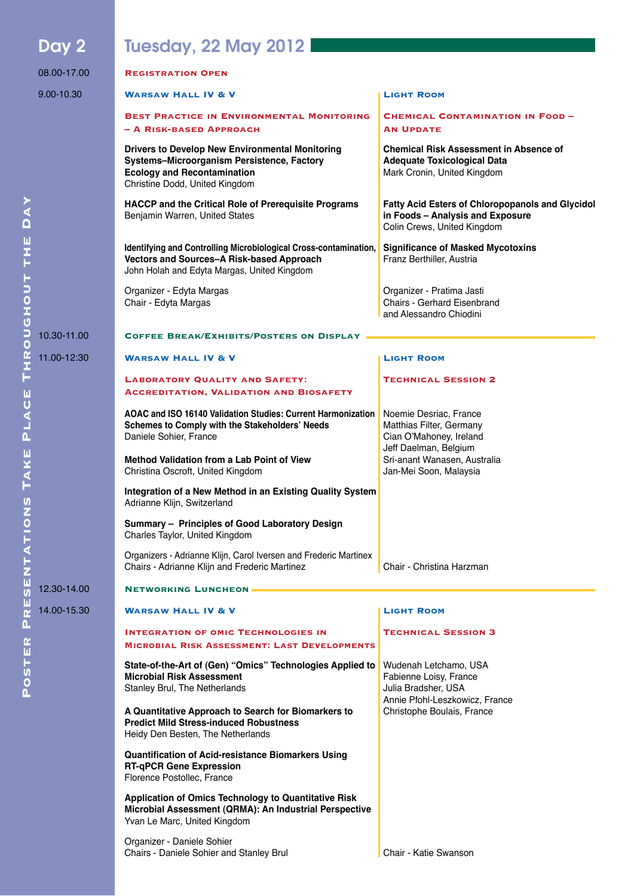# Day 2 — Tuesday, 22 May 2012

*Poster Presentations Take Place Throughout the Day*

**08.00-17.00** — REGISTRATION OPEN

## 9.00-10.30

### Warsaw Hall IV & V

#### Best Practice in Environmental Monitoring – A Risk-based Approach

**Drivers to Develop New Environmental Monitoring Systems–Microorganism Persistence, Factory Ecology and Recontamination**
Christine Dodd, United Kingdom

**HACCP and the Critical Role of Prerequisite Programs**
Benjamin Warren, United States

**Identifying and Controlling Microbiological Cross-contamination, Vectors and Sources–A Risk-based Approach**
John Holah and Edyta Margas, United Kingdom

Organizer - Edyta Margas
Chair - Edyta Margas

### Light Room

#### Chemical Contamination in Food – An Update

**Chemical Risk Assessment in Absence of Adequate Toxicological Data**
Mark Cronin, United Kingdom

**Fatty Acid Esters of Chloropopanols and Glycidol in Foods – Analysis and Exposure**
Colin Crews, United Kingdom

**Significance of Masked Mycotoxins**
Franz Berthiller, Austria

Organizer - Pratima Jasti
Chairs - Gerhard Eisenbrand and Alessandro Chiodini

**10.30-11.00** — COFFEE BREAK/EXHIBITS/POSTERS ON DISPLAY

## 11.00-12:30

### Warsaw Hall IV & V

#### Laboratory Quality and Safety: Accreditation, Validation and Biosafety

**AOAC and ISO 16140 Validation Studies: Current Harmonization Schemes to Comply with the Stakeholders' Needs**
Daniele Sohier, France

**Method Validation from a Lab Point of View**
Christina Oscroft, United Kingdom

**Integration of a New Method in an Existing Quality System**
Adrianne Klijn, Switzerland

**Summary – Principles of Good Laboratory Design**
Charles Taylor, United Kingdom

Organizers - Adrianne Klijn, Carol Iversen and Frederic Martinex
Chairs - Adrianne Klijn and Frederic Martinez

### Light Room

#### Technical Session 2

Noemie Desriac, France
Matthias Filter, Germany
Cian O'Mahoney, Ireland
Jeff Daelman, Belgium
Sri-anant Wanasen, Australia
Jan-Mei Soon, Malaysia

Chair - Christina Harzman

**12.30-14.00** — NETWORKING LUNCHEON

## 14.00-15.30

### Warsaw Hall IV & V

#### Integration of omic Technologies in Microbial Risk Assessment: Last Developments

**State-of-the-Art of (Gen) "Omics" Technologies Applied to Microbial Risk Assessment**
Stanley Brul, The Netherlands

**A Quantitative Approach to Search for Biomarkers to Predict Mild Stress-induced Robustness**
Heidy Den Besten, The Netherlands

**Quantification of Acid-resistance Biomarkers Using RT-qPCR Gene Expression**
Florence Postollec, France

**Application of Omics Technology to Quantitative Risk Microbial Assessment (QRMA): An Industrial Perspective**
Yvan Le Marc, United Kingdom

Organizer - Daniele Sohier
Chairs - Daniele Sohier and Stanley Brul

### Light Room

#### Technical Session 3

Wudenah Letchamo, USA
Fabienne Loisy, France
Julia Bradsher, USA
Annie Pfohl-Leszkowicz, France
Christophe Boulais, France

Chair - Katie Swanson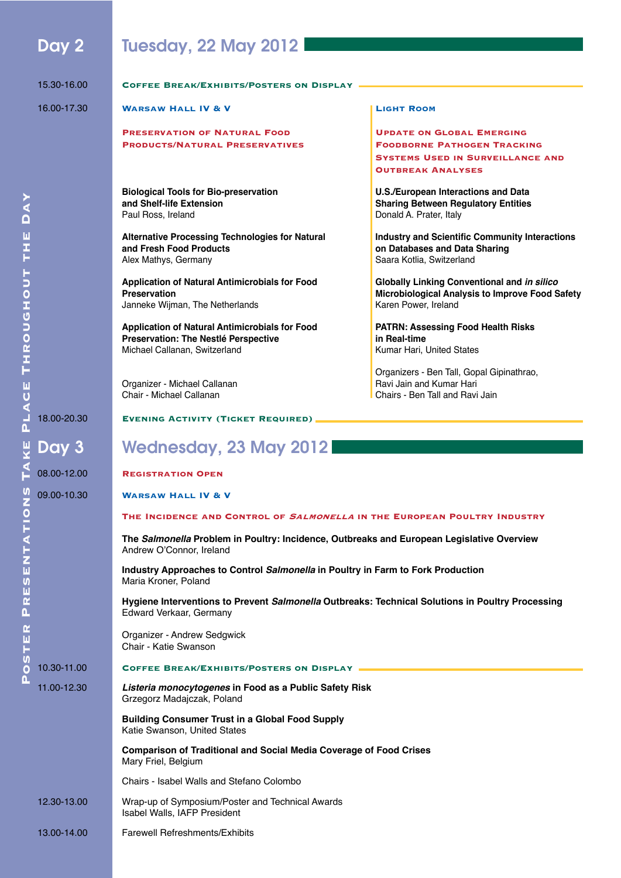## Day 2 — Tuesday, 22 May 2012

15.30-16.00 **Coffee Break/Exhibits/Posters on Display**

16.00-17.30

### Warsaw Hall IV & V

**Preservation of Natural Food Products/Natural Preservatives**

**Biological Tools for Bio-preservation and Shelf-life Extension**
Paul Ross, Ireland

**Alternative Processing Technologies for Natural and Fresh Food Products**
Alex Mathys, Germany

**Application of Natural Antimicrobials for Food Preservation**
Janneke Wijman, The Netherlands

**Application of Natural Antimicrobials for Food Preservation: The Nestlé Perspective**
Michael Callanan, Switzerland

Organizer - Michael Callanan
Chair - Michael Callanan

### Light Room

**Update on Global Emerging Foodborne Pathogen Tracking Systems Used in Surveillance and Outbreak Analyses**

**U.S./European Interactions and Data Sharing Between Regulatory Entities**
Donald A. Prater, Italy

**Industry and Scientific Community Interactions on Databases and Data Sharing**
Saara Kotlia, Switzerland

**Globally Linking Conventional and *in silico* Microbiological Analysis to Improve Food Safety**
Karen Power, Ireland

**PATRN: Assessing Food Health Risks in Real-time**
Kumar Hari, United States

Organizers - Ben Tall, Gopal Gipinathrao, Ravi Jain and Kumar Hari
Chairs - Ben Tall and Ravi Jain

18.00-20.30 **Evening Activity (Ticket Required)**

## Day 3 — Wednesday, 23 May 2012

08.00-12.00 **Registration Open**

09.00-10.30

### Warsaw Hall IV & V

**The Incidence and Control of *Salmonella* in the European Poultry Industry**

**The *Salmonella* Problem in Poultry: Incidence, Outbreaks and European Legislative Overview**
Andrew O'Connor, Ireland

**Industry Approaches to Control *Salmonella* in Poultry in Farm to Fork Production**
Maria Kroner, Poland

**Hygiene Interventions to Prevent *Salmonella* Outbreaks: Technical Solutions in Poultry Processing**
Edward Verkaar, Germany

Organizer - Andrew Sedgwick
Chair - Katie Swanson

10.30-11.00 **Coffee Break/Exhibits/Posters on Display**

11.00-12.30

***Listeria monocytogenes* in Food as a Public Safety Risk**
Grzegorz Madajczak, Poland

**Building Consumer Trust in a Global Food Supply**
Katie Swanson, United States

**Comparison of Traditional and Social Media Coverage of Food Crises**
Mary Friel, Belgium

Chairs - Isabel Walls and Stefano Colombo

12.30-13.00 Wrap-up of Symposium/Poster and Technical Awards
Isabel Walls, IAFP President

13.00-14.00 Farewell Refreshments/Exhibits

Poster Presentations Take Place Throughout the Day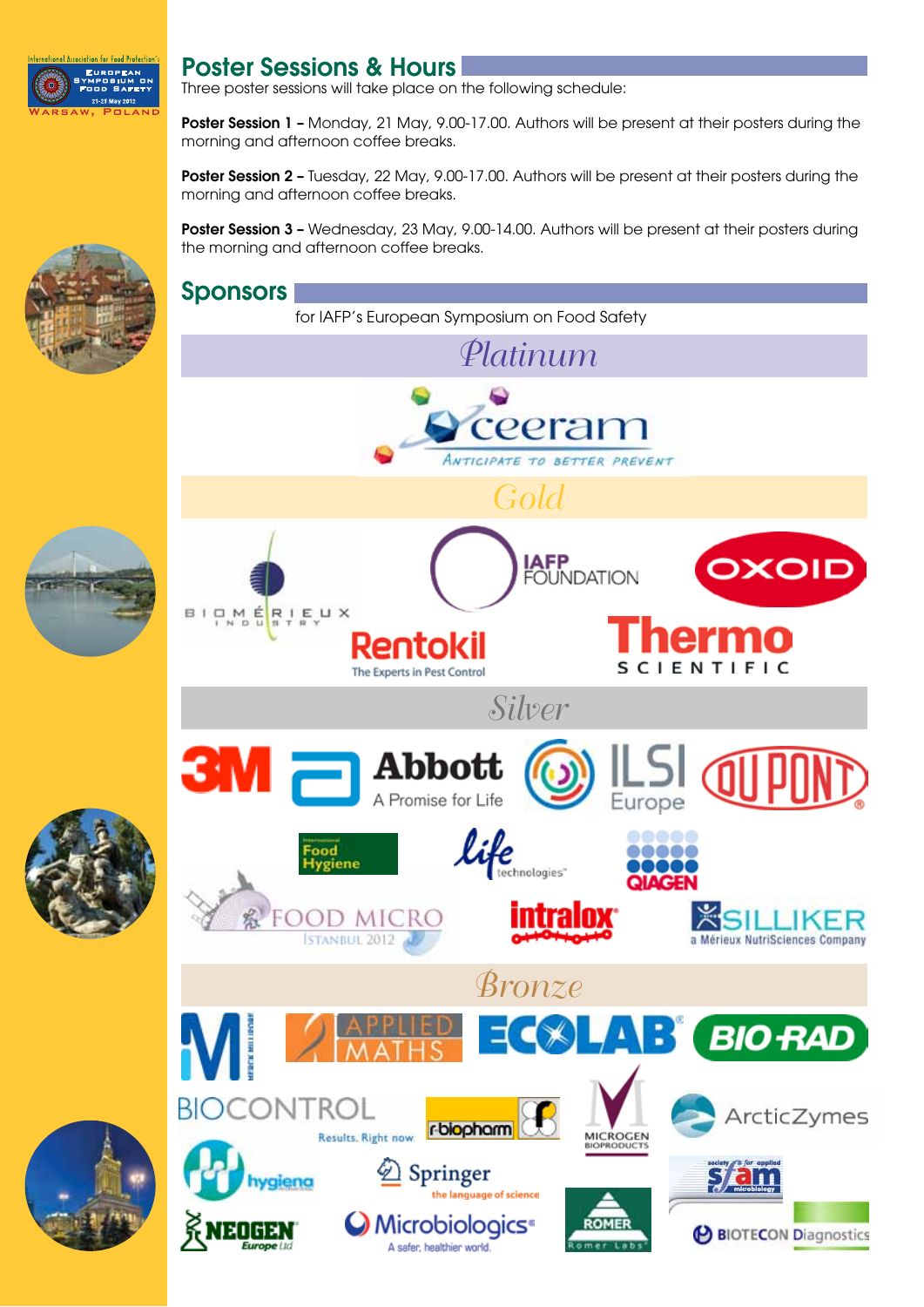## Poster Sessions & Hours

Three poster sessions will take place on the following schedule:

**Poster Session 1 –** Monday, 21 May, 9.00-17.00. Authors will be present at their posters during the morning and afternoon coffee breaks.

**Poster Session 2 –** Tuesday, 22 May, 9.00-17.00. Authors will be present at their posters during the morning and afternoon coffee breaks.

**Poster Session 3 –** Wednesday, 23 May, 9.00-14.00. Authors will be present at their posters during the morning and afternoon coffee breaks.

## Sponsors

for IAFP's European Symposium on Food Safety

### Platinum

### Gold

### Silver

### Bronze